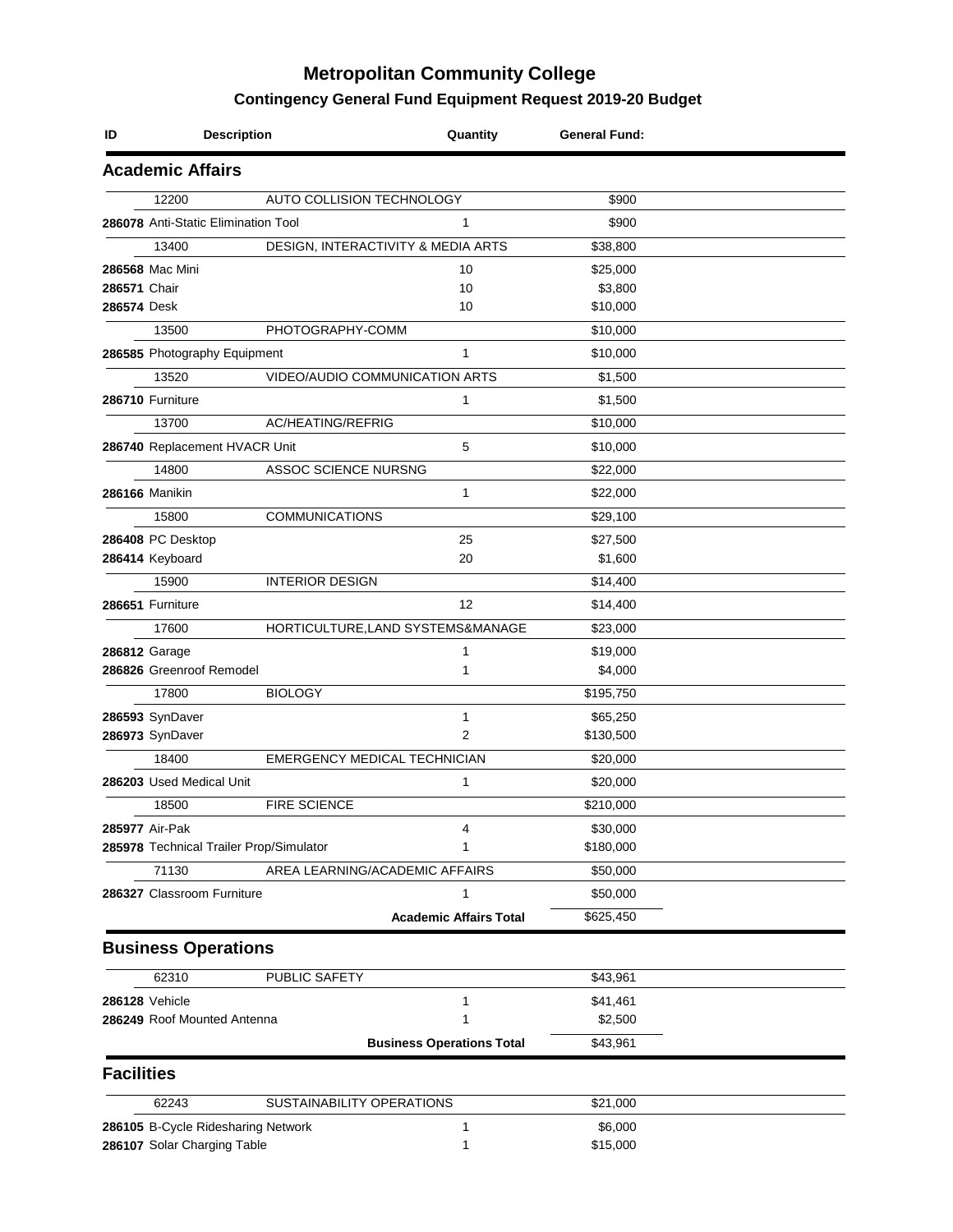# Metropolitan Community College

## Contingency General Fund Equipment Request 2019-20 Budget

| ID | Description | Quantity | General Fund: |
|---|---|---|---|
| **Academic Affairs** | | | |
| 12200 | AUTO COLLISION TECHNOLOGY | | $900 |
| **286078** | Anti-Static Elimination Tool | 1 | $900 |
| 13400 | DESIGN, INTERACTIVITY & MEDIA ARTS | | $38,800 |
| **286568** | Mac Mini | 10 | $25,000 |
| **286571** | Chair | 10 | $3,800 |
| **286574** | Desk | 10 | $10,000 |
| 13500 | PHOTOGRAPHY-COMM | | $10,000 |
| **286585** | Photography Equipment | 1 | $10,000 |
| 13520 | VIDEO/AUDIO COMMUNICATION ARTS | | $1,500 |
| **286710** | Furniture | 1 | $1,500 |
| 13700 | AC/HEATING/REFRIG | | $10,000 |
| **286740** | Replacement HVACR Unit | 5 | $10,000 |
| 14800 | ASSOC SCIENCE NURSNG | | $22,000 |
| **286166** | Manikin | 1 | $22,000 |
| 15800 | COMMUNICATIONS | | $29,100 |
| **286408** | PC Desktop | 25 | $27,500 |
| **286414** | Keyboard | 20 | $1,600 |
| 15900 | INTERIOR DESIGN | | $14,400 |
| **286651** | Furniture | 12 | $14,400 |
| 17600 | HORTICULTURE,LAND SYSTEMS&MANAGE | | $23,000 |
| **286812** | Garage | 1 | $19,000 |
| **286826** | Greenroof Remodel | 1 | $4,000 |
| 17800 | BIOLOGY | | $195,750 |
| **286593** | SynDaver | 1 | $65,250 |
| **286973** | SynDaver | 2 | $130,500 |
| 18400 | EMERGENCY MEDICAL TECHNICIAN | | $20,000 |
| **286203** | Used Medical Unit | 1 | $20,000 |
| 18500 | FIRE SCIENCE | | $210,000 |
| **285977** | Air-Pak | 4 | $30,000 |
| **285978** | Technical Trailer Prop/Simulator | 1 | $180,000 |
| 71130 | AREA LEARNING/ACADEMIC AFFAIRS | | $50,000 |
| **286327** | Classroom Furniture | 1 | $50,000 |
| | | **Academic Affairs Total** | $625,450 |
| **Business Operations** | | | |
| 62310 | PUBLIC SAFETY | | $43,961 |
| **286128** | Vehicle | 1 | $41,461 |
| **286249** | Roof Mounted Antenna | 1 | $2,500 |
| | | **Business Operations Total** | $43,961 |
| **Facilities** | | | |
| 62243 | SUSTAINABILITY OPERATIONS | | $21,000 |
| **286105** | B-Cycle Ridesharing Network | 1 | $6,000 |
| **286107** | Solar Charging Table | 1 | $15,000 |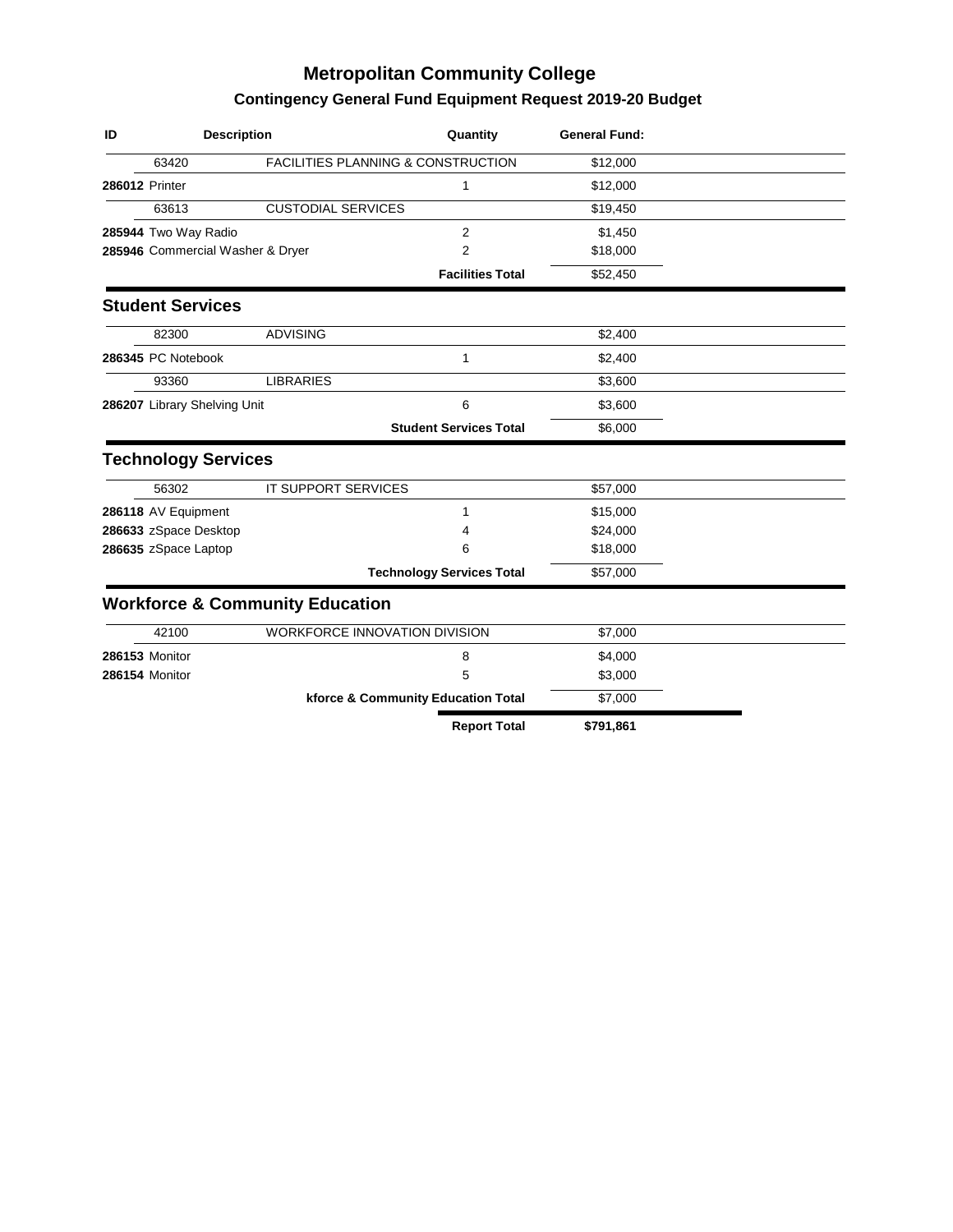# Metropolitan Community College

## Contingency General Fund Equipment Request 2019-20 Budget

| ID | Description | Quantity | General Fund: |
|---|---|---|---|
| 63420 | FACILITIES PLANNING & CONSTRUCTION | | $12,000 |
| **286012** | Printer | 1 | $12,000 |
| 63613 | CUSTODIAL SERVICES | | $19,450 |
| **285944** | Two Way Radio | 2 | $1,450 |
| **285946** | Commercial Washer & Dryer | 2 | $18,000 |
| | | **Facilities Total** | $52,450 |

### Student Services

| ID | Description | Quantity | General Fund: |
|---|---|---|---|
| 82300 | ADVISING | | $2,400 |
| **286345** | PC Notebook | 1 | $2,400 |
| 93360 | LIBRARIES | | $3,600 |
| **286207** | Library Shelving Unit | 6 | $3,600 |
| | | **Student Services Total** | $6,000 |

### Technology Services

| ID | Description | Quantity | General Fund: |
|---|---|---|---|
| 56302 | IT SUPPORT SERVICES | | $57,000 |
| **286118** | AV Equipment | 1 | $15,000 |
| **286633** | zSpace Desktop | 4 | $24,000 |
| **286635** | zSpace Laptop | 6 | $18,000 |
| | | **Technology Services Total** | $57,000 |

### Workforce & Community Education

| ID | Description | Quantity | General Fund: |
|---|---|---|---|
| 42100 | WORKFORCE INNOVATION DIVISION | | $7,000 |
| **286153** | Monitor | 8 | $4,000 |
| **286154** | Monitor | 5 | $3,000 |
| | | **kforce & Community Education Total** | $7,000 |
| | | **Report Total** | **$791,861** |